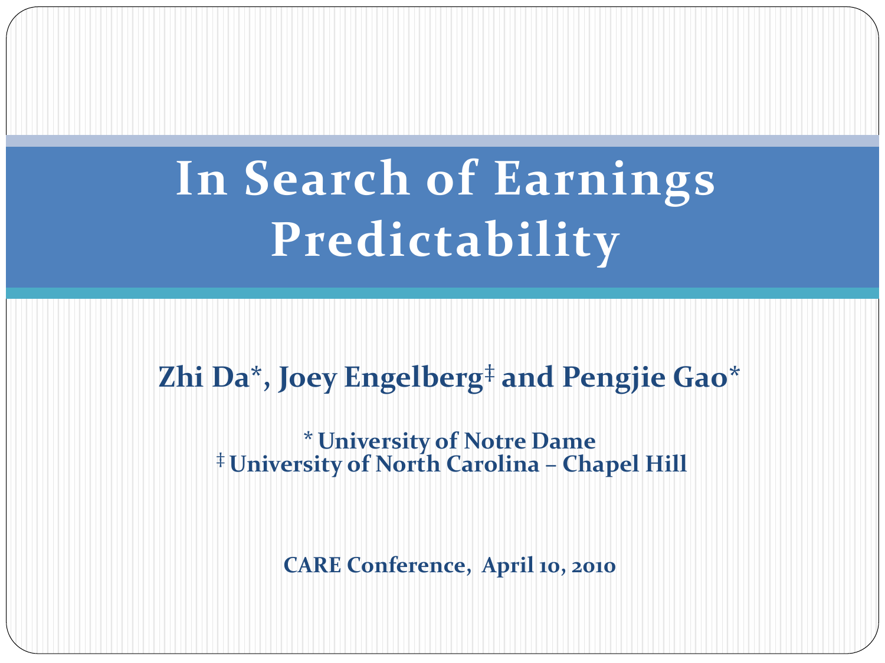# In Search of Earnings Predictability

**Zhi Da*, Joey Engelberg‡ and Pengjie Gao***

**\* University of Notre Dame**
**‡ University of North Carolina – Chapel Hill**

**CARE Conference, April 10, 2010**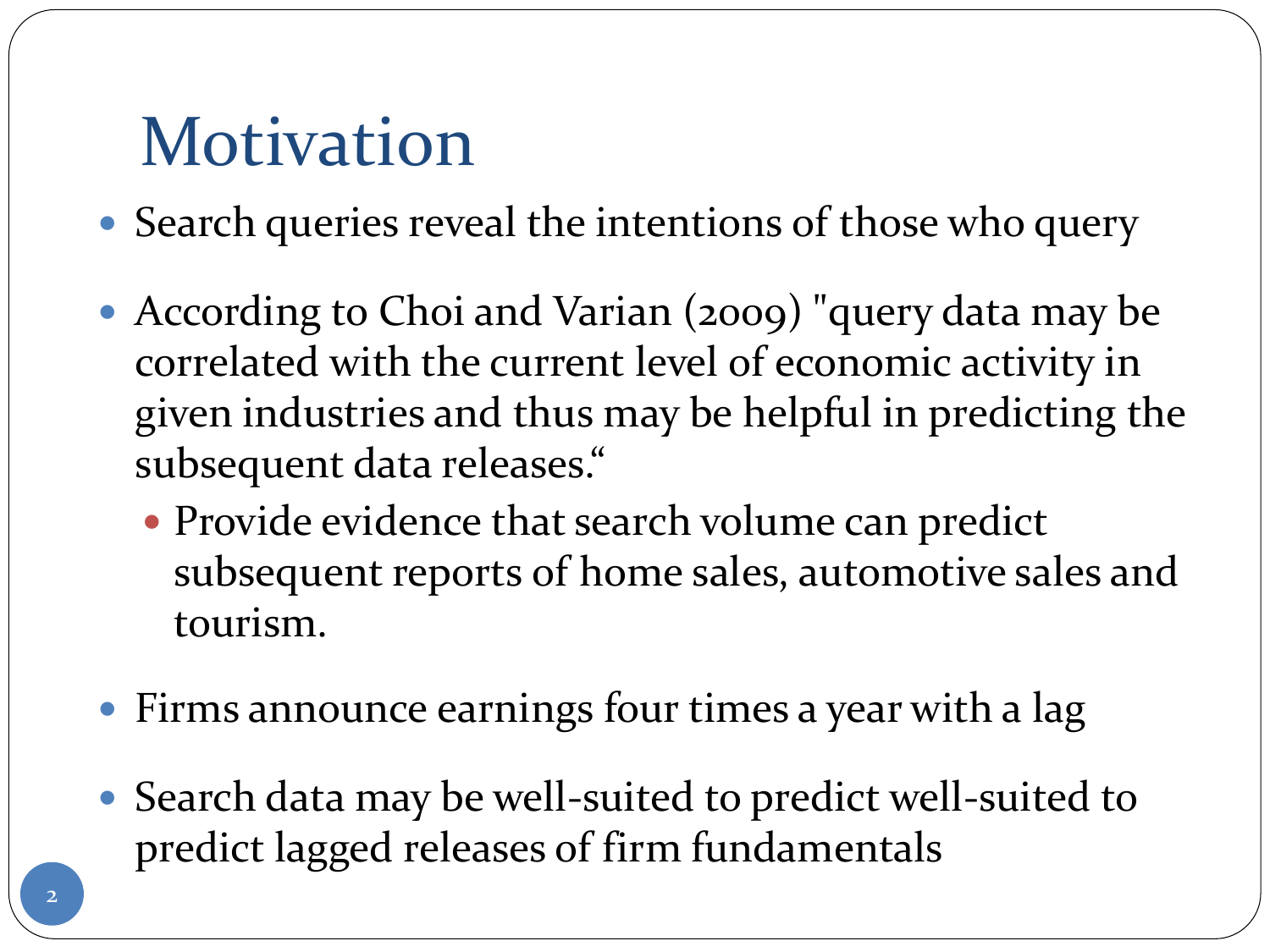# Motivation

- Search queries reveal the intentions of those who query
- According to Choi and Varian (2009) "query data may be correlated with the current level of economic activity in given industries and thus may be helpful in predicting the subsequent data releases.“
  - Provide evidence that search volume can predict subsequent reports of home sales, automotive sales and tourism.
- Firms announce earnings four times a year with a lag
- Search data may be well-suited to predict well-suited to predict lagged releases of firm fundamentals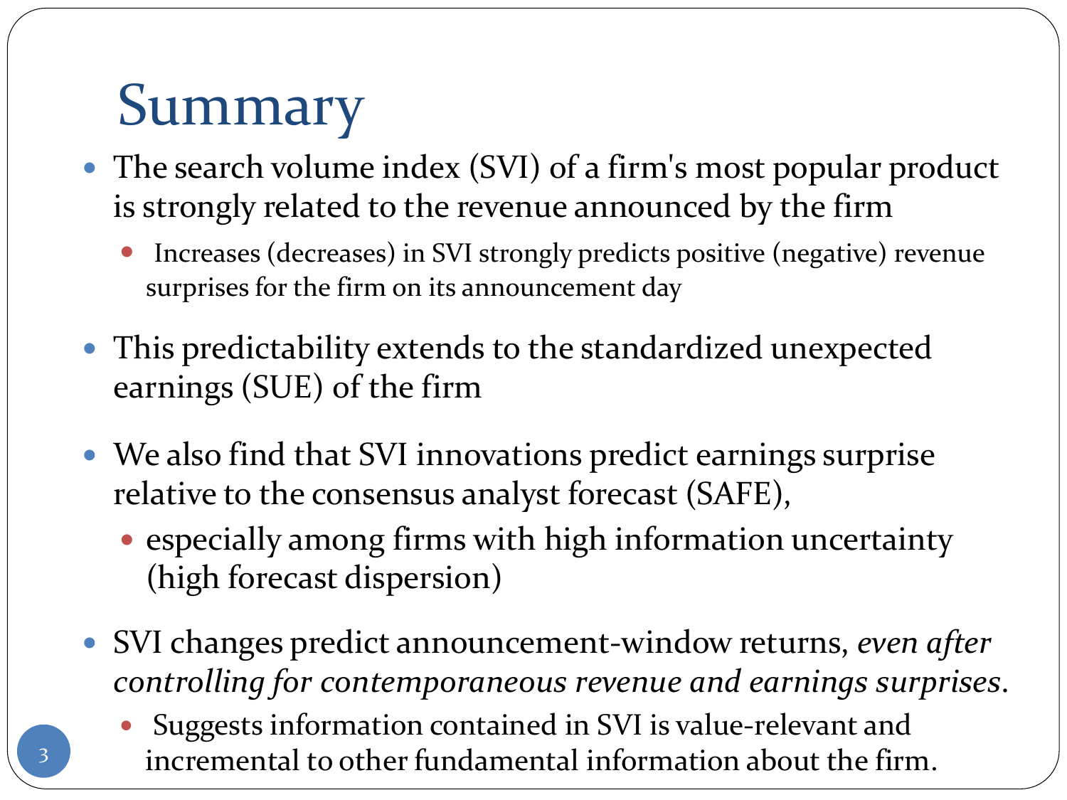# Summary

- The search volume index (SVI) of a firm's most popular product is strongly related to the revenue announced by the firm
  - Increases (decreases) in SVI strongly predicts positive (negative) revenue surprises for the firm on its announcement day
- This predictability extends to the standardized unexpected earnings (SUE) of the firm
- We also find that SVI innovations predict earnings surprise relative to the consensus analyst forecast (SAFE),
  - especially among firms with high information uncertainty (high forecast dispersion)
- SVI changes predict announcement-window returns, *even after controlling for contemporaneous revenue and earnings surprises*.
  - Suggests information contained in SVI is value-relevant and incremental to other fundamental information about the firm.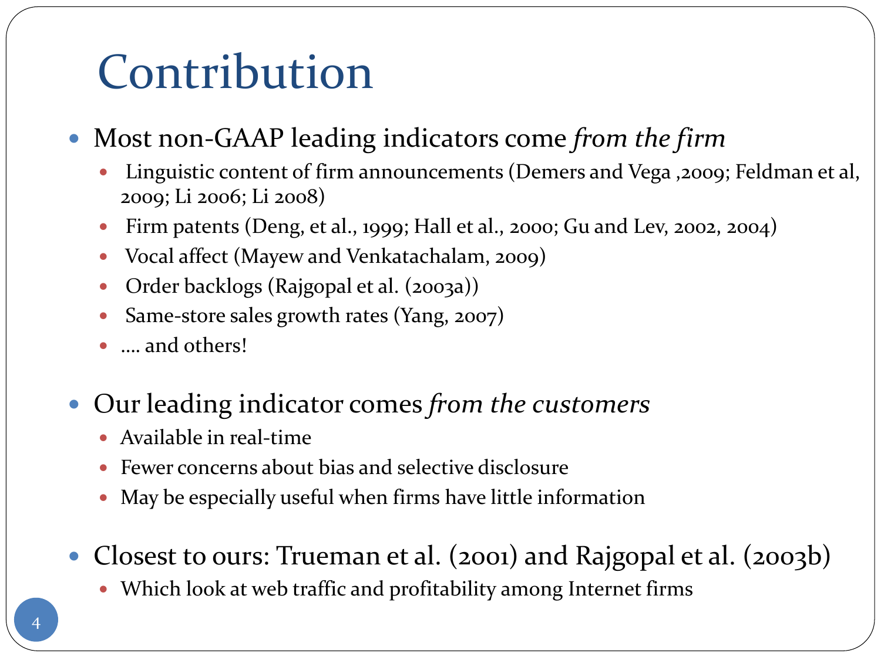# Contribution

- Most non-GAAP leading indicators come *from the firm*
  - Linguistic content of firm announcements (Demers and Vega ,2009; Feldman et al, 2009; Li 2006; Li 2008)
  - Firm patents (Deng, et al., 1999; Hall et al., 2000; Gu and Lev, 2002, 2004)
  - Vocal affect (Mayew and Venkatachalam, 2009)
  - Order backlogs (Rajgopal et al. (2003a))
  - Same-store sales growth rates (Yang, 2007)
  - …. and others!

- Our leading indicator comes *from the customers*
  - Available in real-time
  - Fewer concerns about bias and selective disclosure
  - May be especially useful when firms have little information

- Closest to ours: Trueman et al. (2001) and Rajgopal et al. (2003b)
  - Which look at web traffic and profitability among Internet firms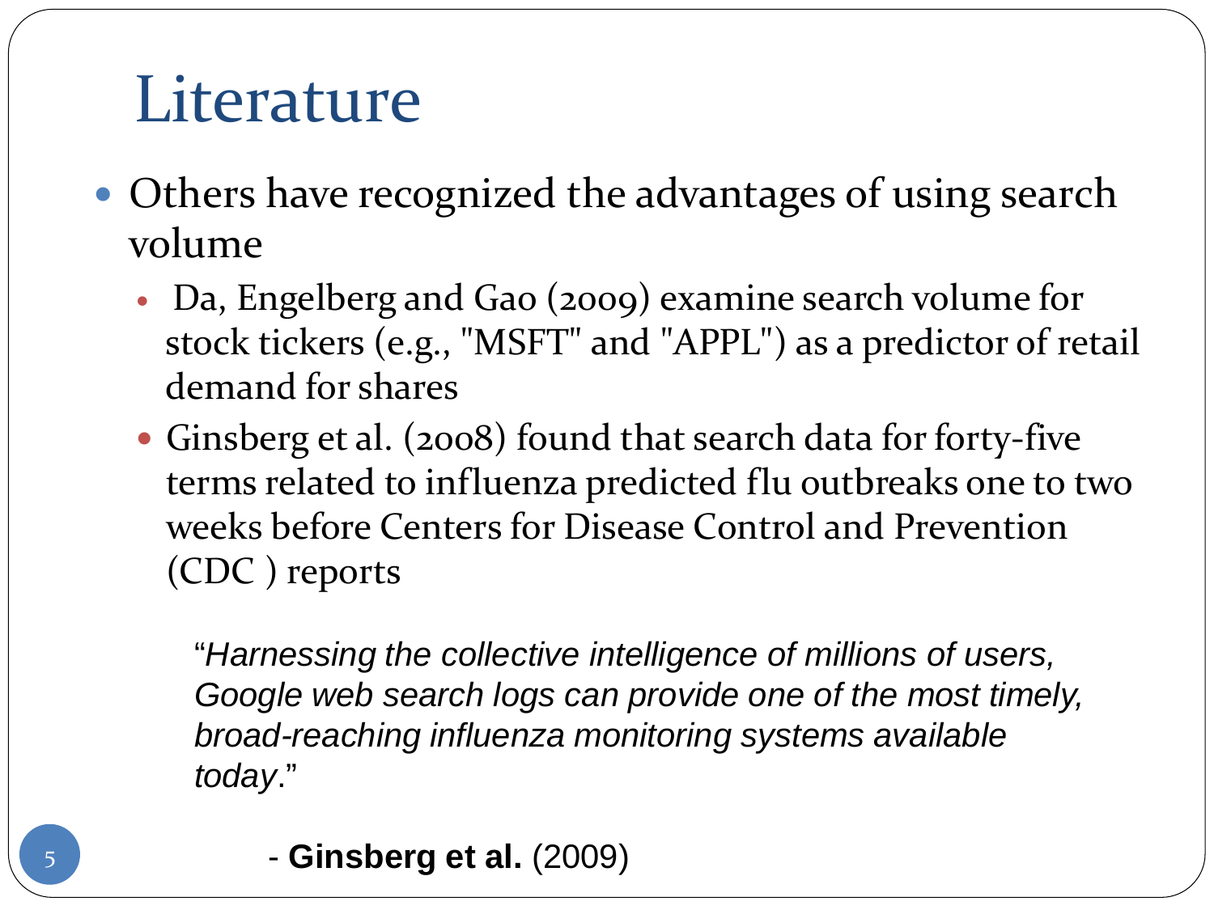# Literature

- Others have recognized the advantages of using search volume
  - Da, Engelberg and Gao (2009) examine search volume for stock tickers (e.g., "MSFT" and "APPL") as a predictor of retail demand for shares
  - Ginsberg et al. (2008) found that search data for forty-five terms related to influenza predicted flu outbreaks one to two weeks before Centers for Disease Control and Prevention (CDC ) reports

> "*Harnessing the collective intelligence of millions of users, Google web search logs can provide one of the most timely, broad-reaching influenza monitoring systems available today*."
>
> \- **Ginsberg et al.** (2009)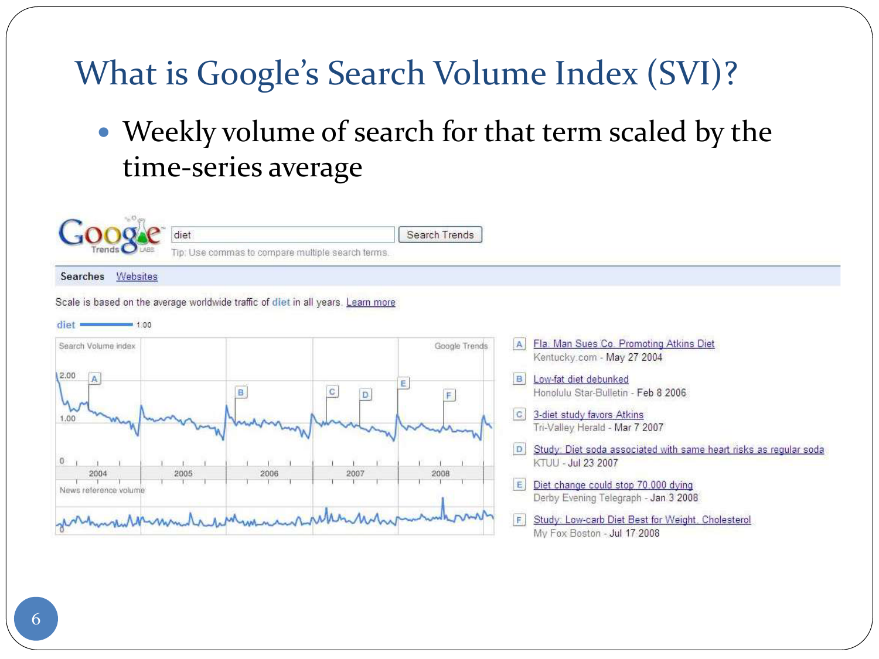# What is Google's Search Volume Index (SVI)?

- Weekly volume of search for that term scaled by the time-series average

Google Trends

diet — Search Trends

Tip: Use commas to compare multiple search terms.

Searches Websites

Scale is based on the average worldwide traffic of diet in all years. Learn more

diet 1.00

- A — Fla. Man Sues Co. Promoting Atkins Diet — Kentucky.com - May 27 2004
- B — Low-fat diet debunked — Honolulu Star-Bulletin - Feb 8 2006
- C — 3-diet study favors Atkins — Tri-Valley Herald - Mar 7 2007
- D — Study: Diet soda associated with same heart risks as regular soda — KTUU - Jul 23 2007
- E — Diet change could stop 70,000 dying — Derby Evening Telegraph - Jan 3 2008
- F — Study: Low-carb Diet Best for Weight, Cholesterol — My Fox Boston - Jul 17 2008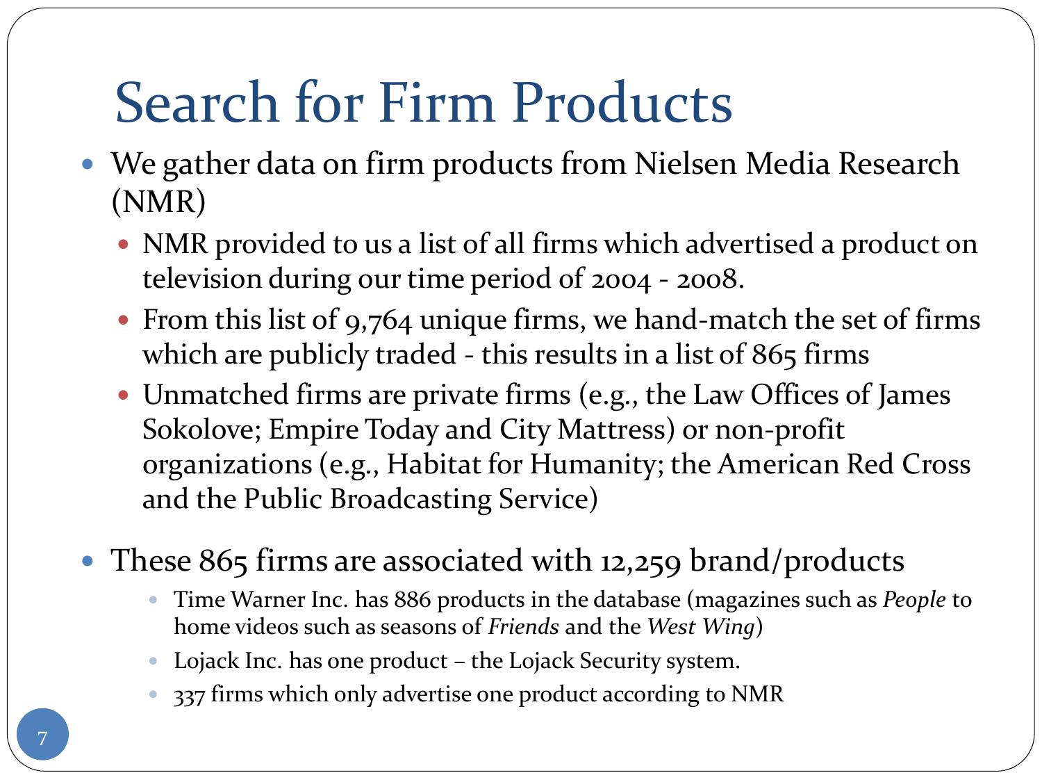# Search for Firm Products

- We gather data on firm products from Nielsen Media Research (NMR)
  - NMR provided to us a list of all firms which advertised a product on television during our time period of 2004 - 2008.
  - From this list of 9,764 unique firms, we hand-match the set of firms which are publicly traded - this results in a list of 865 firms
  - Unmatched firms are private firms (e.g., the Law Offices of James Sokolove; Empire Today and City Mattress) or non-profit organizations (e.g., Habitat for Humanity; the American Red Cross and the Public Broadcasting Service)
- These 865 firms are associated with 12,259 brand/products
  - Time Warner Inc. has 886 products in the database (magazines such as *People* to home videos such as seasons of *Friends* and the *West Wing*)
  - Lojack Inc. has one product – the Lojack Security system.
  - 337 firms which only advertise one product according to NMR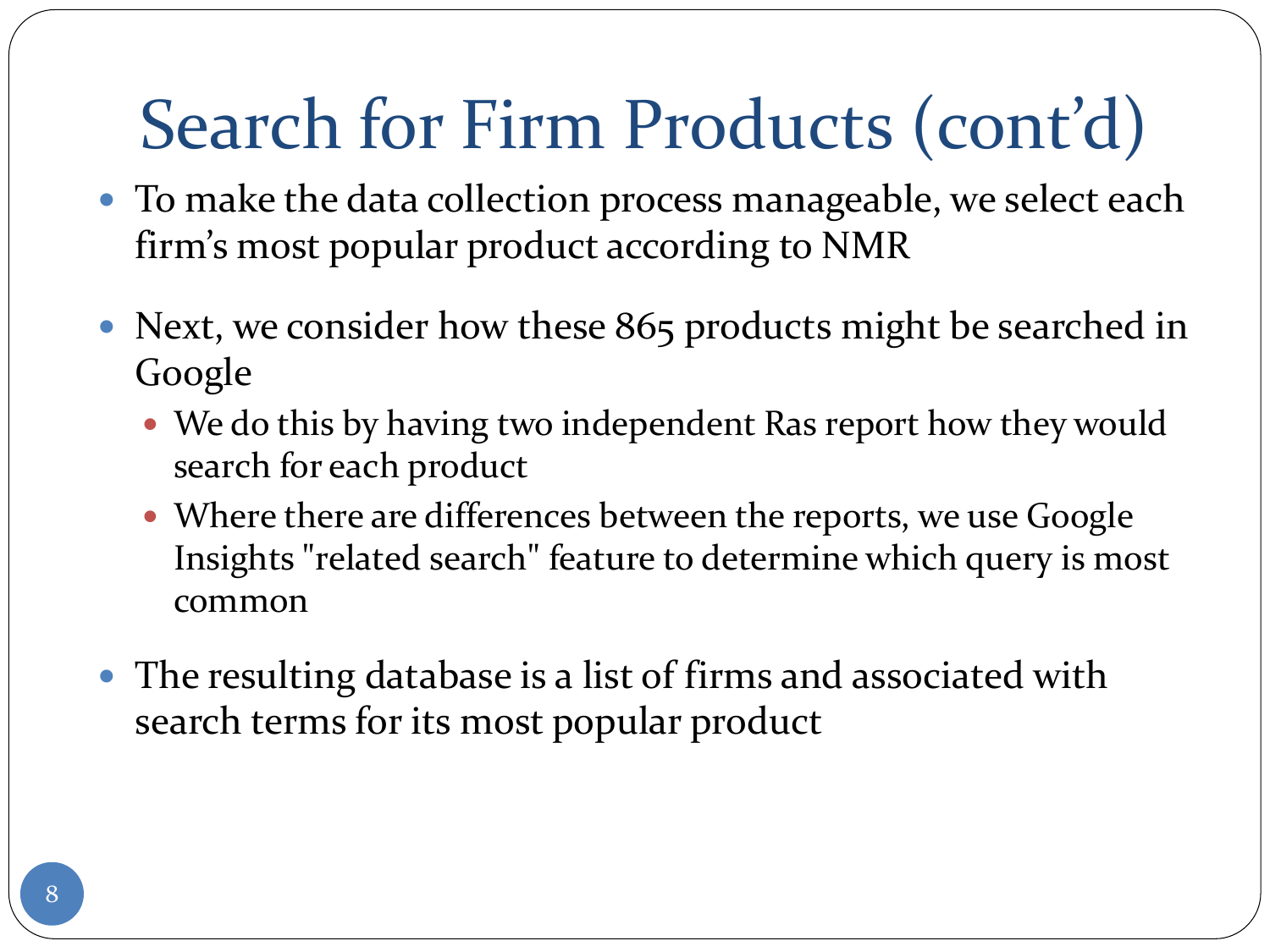# Search for Firm Products (cont'd)

- To make the data collection process manageable, we select each firm's most popular product according to NMR
- Next, we consider how these 865 products might be searched in Google
  - We do this by having two independent Ras report how they would search for each product
  - Where there are differences between the reports, we use Google Insights "related search" feature to determine which query is most common
- The resulting database is a list of firms and associated with search terms for its most popular product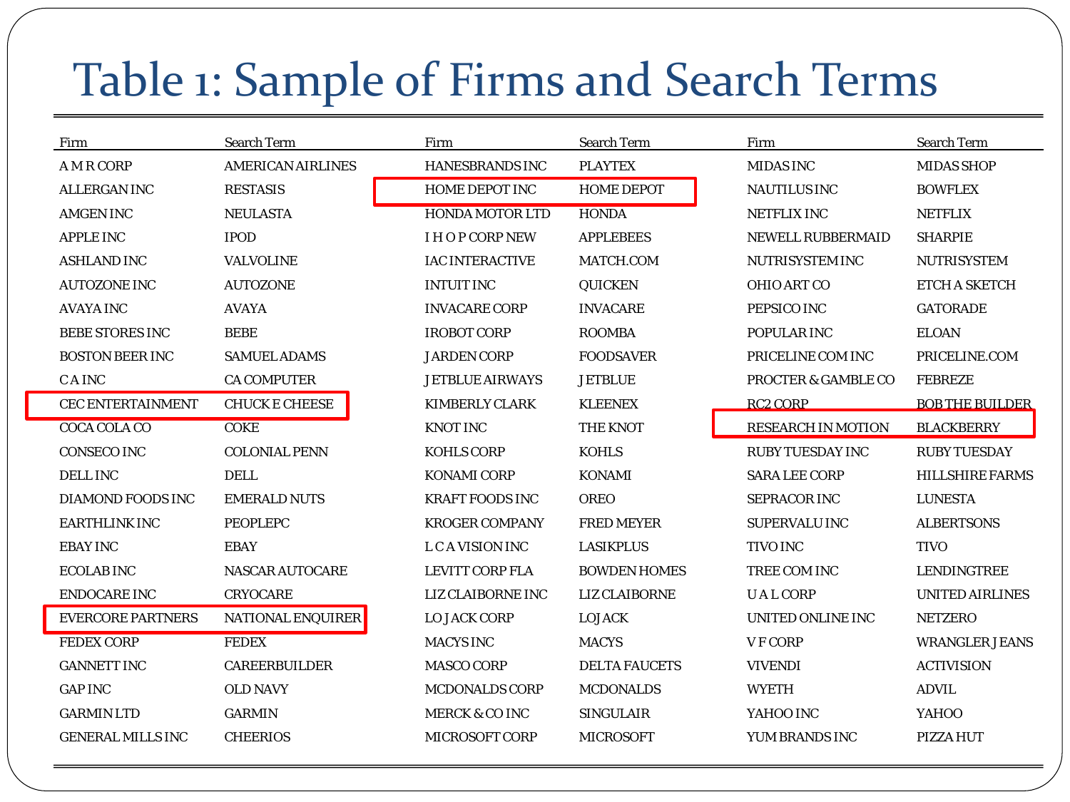# Table 1: Sample of Firms and Search Terms

| Firm | Search Term | Firm | Search Term | Firm | Search Term |
|---|---|---|---|---|---|
| A M R CORP | AMERICAN AIRLINES | HANESBRANDS INC | PLAYTEX | MIDAS INC | MIDAS SHOP |
| ALLERGAN INC | RESTASIS | HOME DEPOT INC | HOME DEPOT | NAUTILUS INC | BOWFLEX |
| AMGEN INC | NEULASTA | HONDA MOTOR LTD | HONDA | NETFLIX INC | NETFLIX |
| APPLE INC | IPOD | I H O P CORP NEW | APPLEBEES | NEWELL RUBBERMAID | SHARPIE |
| ASHLAND INC | VALVOLINE | IAC INTERACTIVE | MATCH.COM | NUTRISYSTEM INC | NUTRISYSTEM |
| AUTOZONE INC | AUTOZONE | INTUIT INC | QUICKEN | OHIO ART CO | ETCH A SKETCH |
| AVAYA INC | AVAYA | INVACARE CORP | INVACARE | PEPSICO INC | GATORADE |
| BEBE STORES INC | BEBE | IROBOT CORP | ROOMBA | POPULAR INC | ELOAN |
| BOSTON BEER INC | SAMUEL ADAMS | JARDEN CORP | FOODSAVER | PRICELINE COM INC | PRICELINE.COM |
| C A INC | CA COMPUTER | JETBLUE AIRWAYS | JETBLUE | PROCTER & GAMBLE CO | FEBREZE |
| CEC ENTERTAINMENT | CHUCK E CHEESE | KIMBERLY CLARK | KLEENEX | RC2 CORP | BOB THE BUILDER |
| COCA COLA CO | COKE | KNOT INC | THE KNOT | RESEARCH IN MOTION | BLACKBERRY |
| CONSECO INC | COLONIAL PENN | KOHLS CORP | KOHLS | RUBY TUESDAY INC | RUBY TUESDAY |
| DELL INC | DELL | KONAMI CORP | KONAMI | SARA LEE CORP | HILLSHIRE FARMS |
| DIAMOND FOODS INC | EMERALD NUTS | KRAFT FOODS INC | OREO | SEPRACOR INC | LUNESTA |
| EARTHLINK INC | PEOPLEPC | KROGER COMPANY | FRED MEYER | SUPERVALU INC | ALBERTSONS |
| EBAY INC | EBAY | L C A VISION INC | LASIKPLUS | TIVO INC | TIVO |
| ECOLAB INC | NASCAR AUTOCARE | LEVITT CORP FLA | BOWDEN HOMES | TREE COM INC | LENDINGTREE |
| ENDOCARE INC | CRYOCARE | LIZ CLAIBORNE INC | LIZ CLAIBORNE | U A L CORP | UNITED AIRLINES |
| EVERCORE PARTNERS | NATIONAL ENQUIRER | LO JACK CORP | LOJACK | UNITED ONLINE INC | NETZERO |
| FEDEX CORP | FEDEX | MACYS INC | MACYS | V F CORP | WRANGLER JEANS |
| GANNETT INC | CAREERBUILDER | MASCO CORP | DELTA FAUCETS | VIVENDI | ACTIVISION |
| GAP INC | OLD NAVY | MCDONALDS CORP | MCDONALDS | WYETH | ADVIL |
| GARMIN LTD | GARMIN | MERCK & CO INC | SINGULAIR | YAHOO INC | YAHOO |
| GENERAL MILLS INC | CHEERIOS | MICROSOFT CORP | MICROSOFT | YUM BRANDS INC | PIZZA HUT |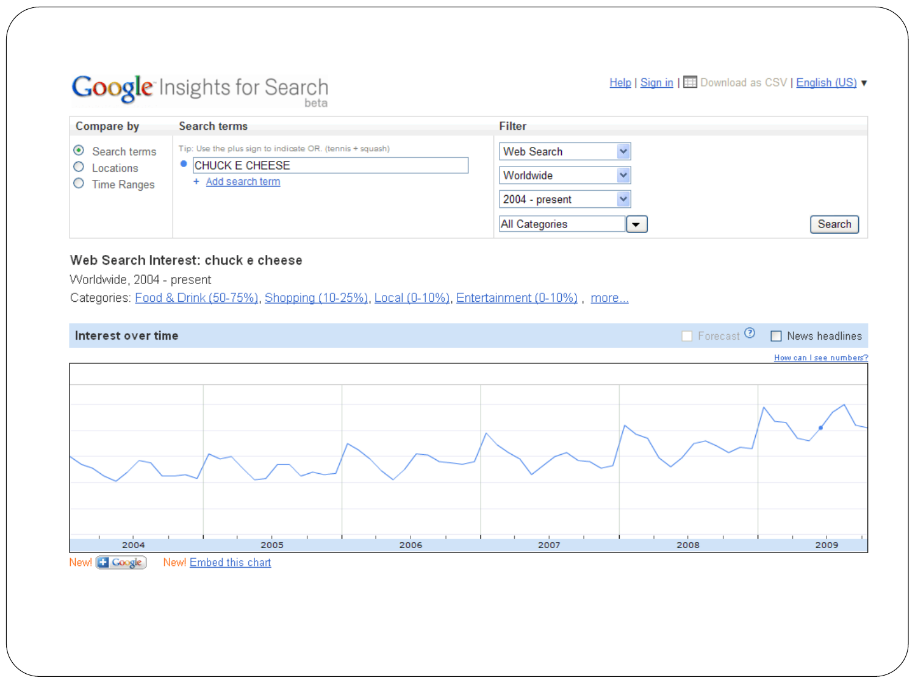Google Insights for Search beta

Help | Sign in | Download as CSV | English (US)

| Compare by | Search terms | Filter |
|---|---|---|
| ◉ Search terms<br>○ Locations<br>○ Time Ranges | Tip: Use the plus sign to indicate OR. (tennis + squash)<br>CHUCK E CHEESE<br>+ Add search term | Web Search<br>Worldwide<br>2004 - present<br>All Categories |

**Web Search Interest: chuck e cheese**

Worldwide, 2004 - present

Categories: Food & Drink (50-75%), Shopping (10-25%), Local (0-10%), Entertainment (0-10%) , more...

**Interest over time**

Forecast | News headlines

How can I see numbers?

2004 2005 2006 2007 2008 2009

New! Google | New! Embed this chart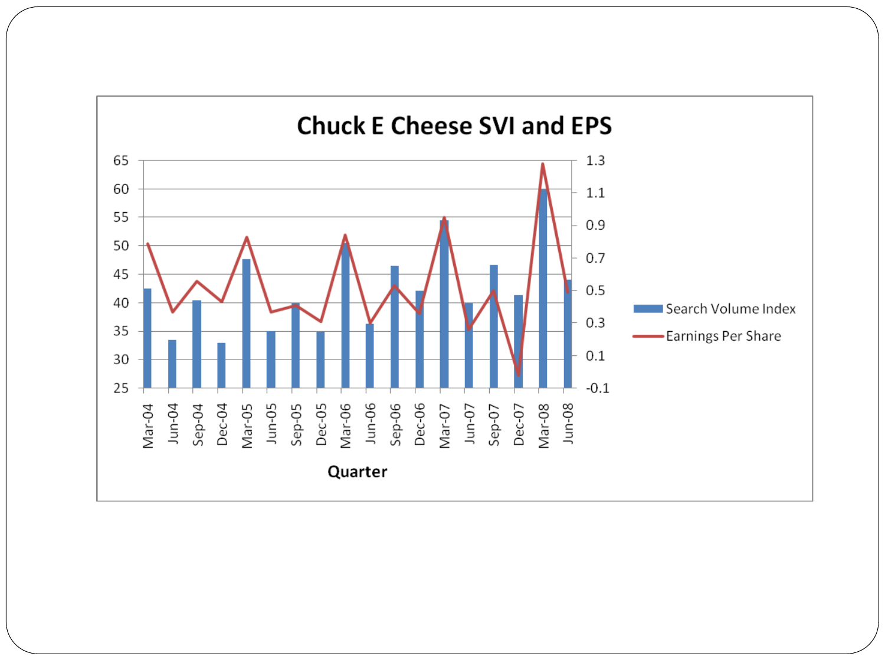# Chuck E Cheese SVI and EPS

Search Volume Index

Earnings Per Share

Quarter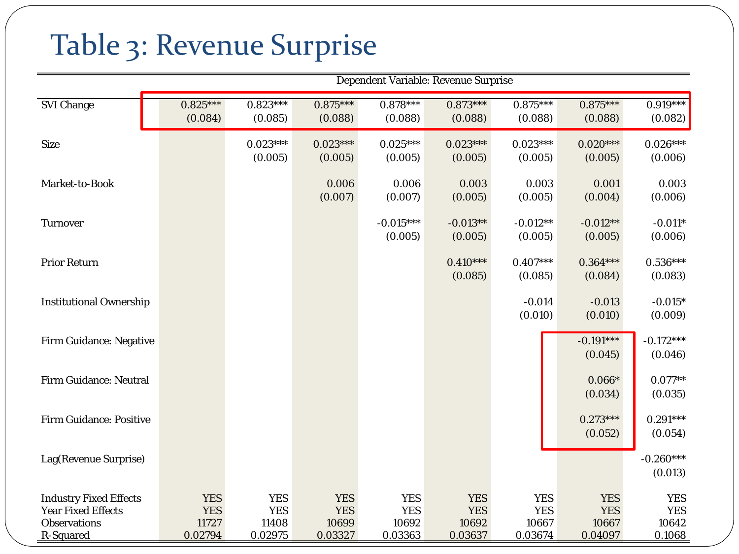# Table 3: Revenue Surprise

| | Dependent Variable: Revenue Surprise | | | | | | | |
|---|---|---|---|---|---|---|---|---|
| SVI Change | 0.825*** | 0.823*** | 0.875*** | 0.878*** | 0.873*** | 0.875*** | 0.875*** | 0.919*** |
| | (0.084) | (0.085) | (0.088) | (0.088) | (0.088) | (0.088) | (0.088) | (0.082) |
| Size | | 0.023*** | 0.023*** | 0.025*** | 0.023*** | 0.023*** | 0.020*** | 0.026*** |
| | | (0.005) | (0.005) | (0.005) | (0.005) | (0.005) | (0.005) | (0.006) |
| Market-to-Book | | | 0.006 | 0.006 | 0.003 | 0.003 | 0.001 | 0.003 |
| | | | (0.007) | (0.007) | (0.005) | (0.005) | (0.004) | (0.006) |
| Turnover | | | | -0.015*** | -0.013** | -0.012** | -0.012** | -0.011* |
| | | | | (0.005) | (0.005) | (0.005) | (0.005) | (0.006) |
| Prior Return | | | | | 0.410*** | 0.407*** | 0.364*** | 0.536*** |
| | | | | | (0.085) | (0.085) | (0.084) | (0.083) |
| Institutional Ownership | | | | | | -0.014 | -0.013 | -0.015* |
| | | | | | | (0.010) | (0.010) | (0.009) |
| Firm Guidance: Negative | | | | | | | -0.191*** | -0.172*** |
| | | | | | | | (0.045) | (0.046) |
| Firm Guidance: Neutral | | | | | | | 0.066* | 0.077** |
| | | | | | | | (0.034) | (0.035) |
| Firm Guidance: Positive | | | | | | | 0.273*** | 0.291*** |
| | | | | | | | (0.052) | (0.054) |
| Lag(Revenue Surprise) | | | | | | | | -0.260*** |
| | | | | | | | | (0.013) |
| Industry Fixed Effects | YES | YES | YES | YES | YES | YES | YES | YES |
| Year Fixed Effects | YES | YES | YES | YES | YES | YES | YES | YES |
| Observations | 11727 | 11408 | 10699 | 10692 | 10692 | 10667 | 10667 | 10642 |
| R-Squared | 0.02794 | 0.02975 | 0.03327 | 0.03363 | 0.03637 | 0.03674 | 0.04097 | 0.1068 |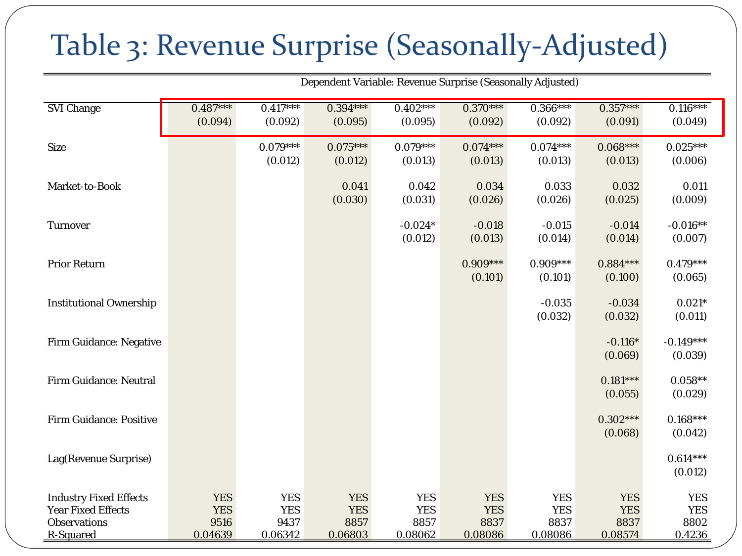# Table 3: Revenue Surprise (Seasonally-Adjusted)

| | Dependent Variable: Revenue Surprise (Seasonally Adjusted) | | | | | | | |
|---|---|---|---|---|---|---|---|---|
| SVI Change | 0.487*** | 0.417*** | 0.394*** | 0.402*** | 0.370*** | 0.366*** | 0.357*** | 0.116*** |
| | (0.094) | (0.092) | (0.095) | (0.095) | (0.092) | (0.092) | (0.091) | (0.049) |
| Size | | 0.079*** | 0.075*** | 0.079*** | 0.074*** | 0.074*** | 0.068*** | 0.025*** |
| | | (0.012) | (0.012) | (0.013) | (0.013) | (0.013) | (0.013) | (0.006) |
| Market-to-Book | | | 0.041 | 0.042 | 0.034 | 0.033 | 0.032 | 0.011 |
| | | | (0.030) | (0.031) | (0.026) | (0.026) | (0.025) | (0.009) |
| Turnover | | | | -0.024* | -0.018 | -0.015 | -0.014 | -0.016** |
| | | | | (0.012) | (0.013) | (0.014) | (0.014) | (0.007) |
| Prior Return | | | | | 0.909*** | 0.909*** | 0.884*** | 0.479*** |
| | | | | | (0.101) | (0.101) | (0.100) | (0.065) |
| Institutional Ownership | | | | | | -0.035 | -0.034 | 0.021* |
| | | | | | | (0.032) | (0.032) | (0.011) |
| Firm Guidance: Negative | | | | | | | -0.116* | -0.149*** |
| | | | | | | | (0.069) | (0.039) |
| Firm Guidance: Neutral | | | | | | | 0.181*** | 0.058** |
| | | | | | | | (0.055) | (0.029) |
| Firm Guidance: Positive | | | | | | | 0.302*** | 0.168*** |
| | | | | | | | (0.068) | (0.042) |
| Lag(Revenue Surprise) | | | | | | | | 0.614*** |
| | | | | | | | | (0.012) |
| Industry Fixed Effects | YES | YES | YES | YES | YES | YES | YES | YES |
| Year Fixed Effects | YES | YES | YES | YES | YES | YES | YES | YES |
| Observations | 9516 | 9437 | 8857 | 8857 | 8837 | 8837 | 8837 | 8802 |
| R-Squared | 0.04639 | 0.06342 | 0.06803 | 0.08062 | 0.08086 | 0.08086 | 0.08574 | 0.4236 |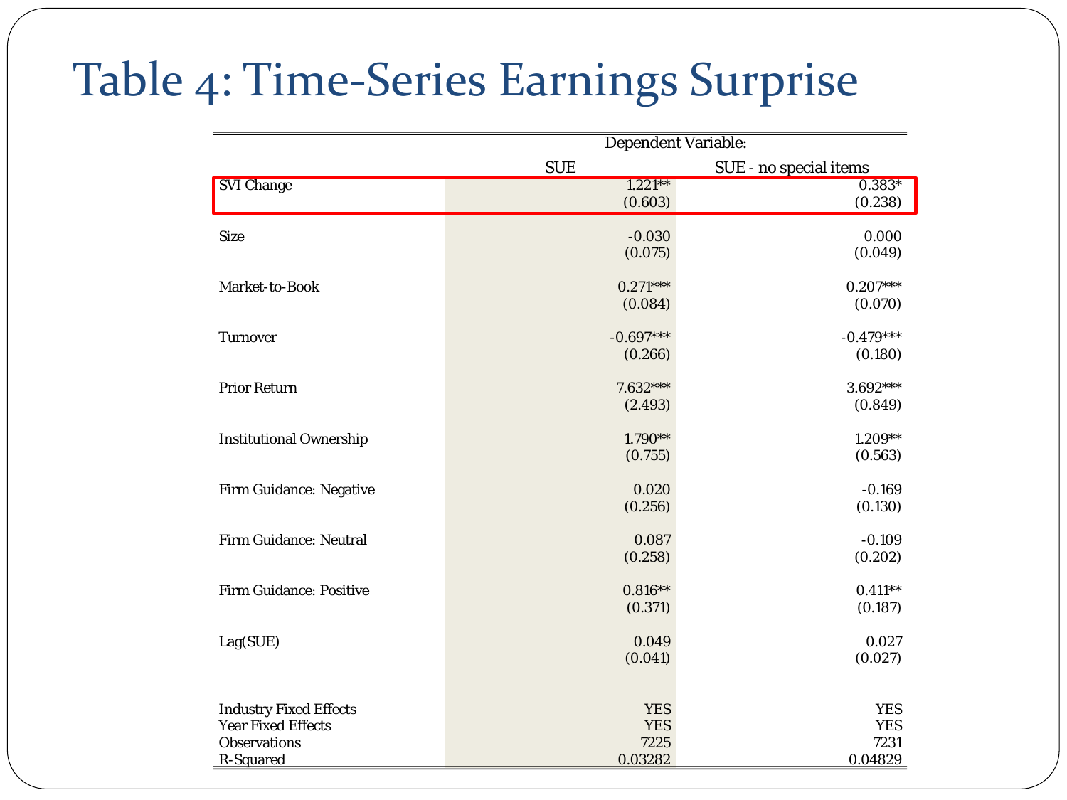# Table 4: Time-Series Earnings Surprise

| | Dependent Variable: | |
|---|---|---|
| | SUE | SUE - no special items |
| SVI Change | 1.221** | 0.383* |
| | (0.603) | (0.238) |
| Size | -0.030 | 0.000 |
| | (0.075) | (0.049) |
| Market-to-Book | 0.271*** | 0.207*** |
| | (0.084) | (0.070) |
| Turnover | -0.697*** | -0.479*** |
| | (0.266) | (0.180) |
| Prior Return | 7.632*** | 3.692*** |
| | (2.493) | (0.849) |
| Institutional Ownership | 1.790** | 1.209** |
| | (0.755) | (0.563) |
| Firm Guidance: Negative | 0.020 | -0.169 |
| | (0.256) | (0.130) |
| Firm Guidance: Neutral | 0.087 | -0.109 |
| | (0.258) | (0.202) |
| Firm Guidance: Positive | 0.816** | 0.411** |
| | (0.371) | (0.187) |
| Lag(SUE) | 0.049 | 0.027 |
| | (0.041) | (0.027) |
| Industry Fixed Effects | YES | YES |
| Year Fixed Effects | YES | YES |
| Observations | 7225 | 7231 |
| R-Squared | 0.03282 | 0.04829 |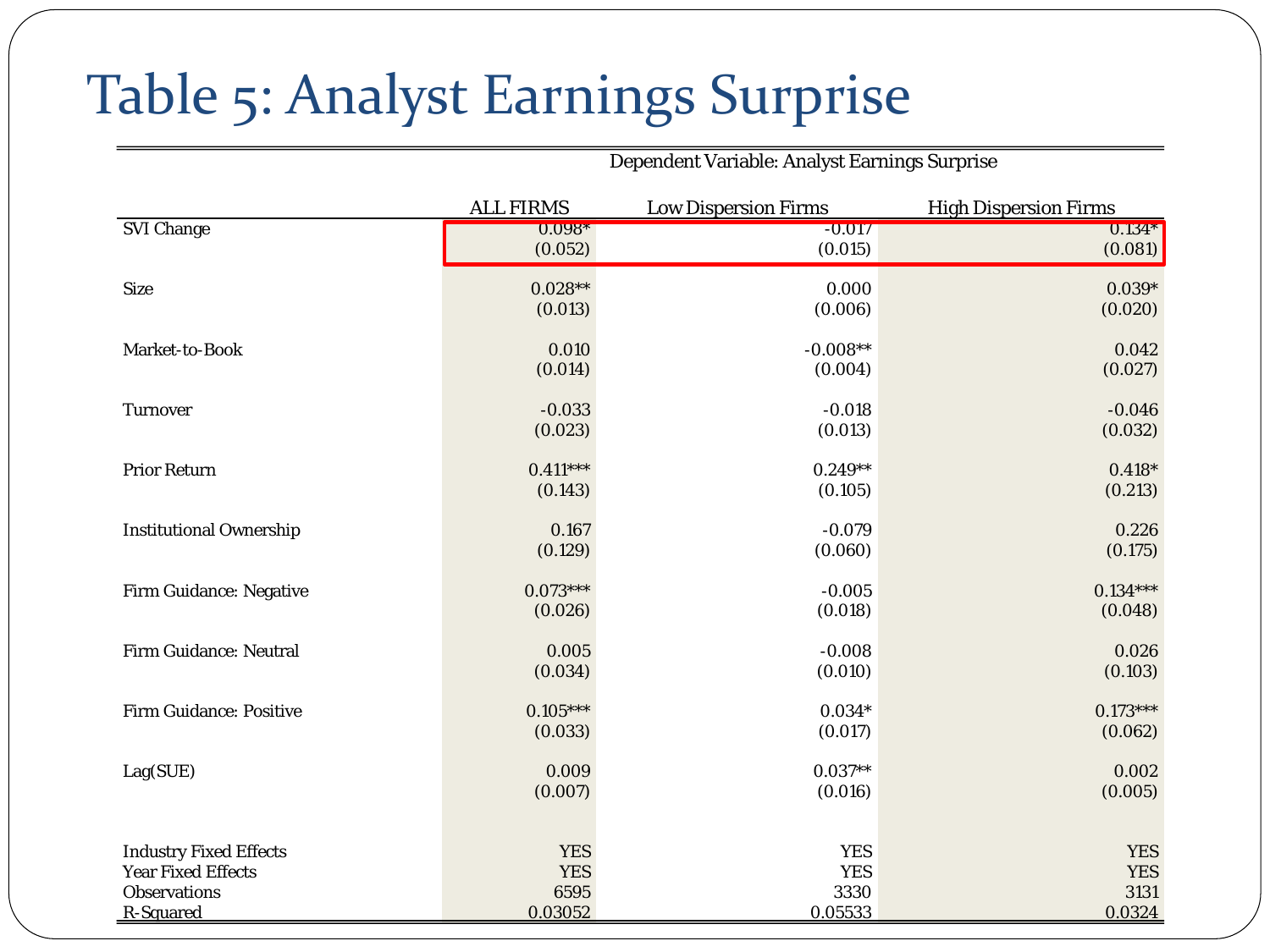# Table 5: Analyst Earnings Surprise

| | Dependent Variable: Analyst Earnings Surprise | | |
|---|---|---|---|
| | ALL FIRMS | Low Dispersion Firms | High Dispersion Firms |
| SVI Change | 0.098* | -0.017 | 0.134* |
| | (0.052) | (0.015) | (0.081) |
| Size | 0.028** | 0.000 | 0.039* |
| | (0.013) | (0.006) | (0.020) |
| Market-to-Book | 0.010 | -0.008** | 0.042 |
| | (0.014) | (0.004) | (0.027) |
| Turnover | -0.033 | -0.018 | -0.046 |
| | (0.023) | (0.013) | (0.032) |
| Prior Return | 0.411*** | 0.249** | 0.418* |
| | (0.143) | (0.105) | (0.213) |
| Institutional Ownership | 0.167 | -0.079 | 0.226 |
| | (0.129) | (0.060) | (0.175) |
| Firm Guidance: Negative | 0.073*** | -0.005 | 0.134*** |
| | (0.026) | (0.018) | (0.048) |
| Firm Guidance: Neutral | 0.005 | -0.008 | 0.026 |
| | (0.034) | (0.010) | (0.103) |
| Firm Guidance: Positive | 0.105*** | 0.034* | 0.173*** |
| | (0.033) | (0.017) | (0.062) |
| Lag(SUE) | 0.009 | 0.037** | 0.002 |
| | (0.007) | (0.016) | (0.005) |
| Industry Fixed Effects | YES | YES | YES |
| Year Fixed Effects | YES | YES | YES |
| Observations | 6595 | 3330 | 3131 |
| R-Squared | 0.03052 | 0.05533 | 0.0324 |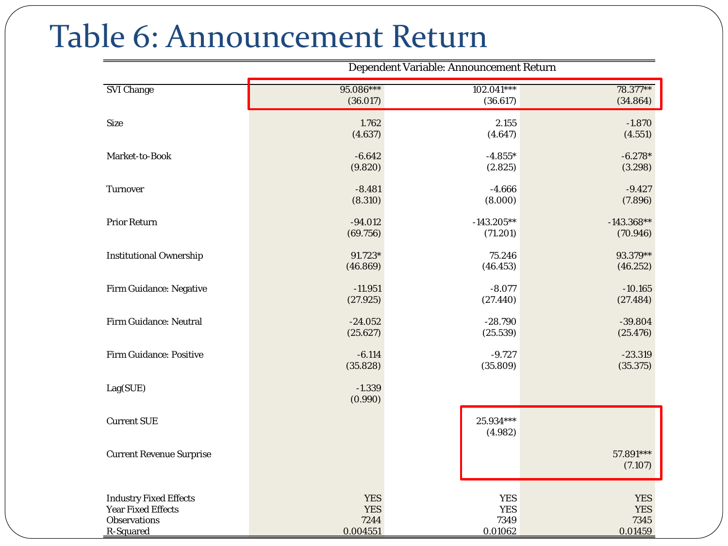# Table 6: Announcement Return

| | Dependent Variable: Announcement Return | | |
|---|---|---|---|
| SVI Change | 95.086*** | 102.041*** | 78.377** |
| | (36.017) | (36.617) | (34.864) |
| Size | 1.762 | 2.155 | -1.870 |
| | (4.637) | (4.647) | (4.551) |
| Market-to-Book | -6.642 | -4.855* | -6.278* |
| | (9.820) | (2.825) | (3.298) |
| Turnover | -8.481 | -4.666 | -9.427 |
| | (8.310) | (8.000) | (7.896) |
| Prior Return | -94.012 | -143.205** | -143.368** |
| | (69.756) | (71.201) | (70.946) |
| Institutional Ownership | 91.723* | 75.246 | 93.379** |
| | (46.869) | (46.453) | (46.252) |
| Firm Guidance: Negative | -11.951 | -8.077 | -10.165 |
| | (27.925) | (27.440) | (27.484) |
| Firm Guidance: Neutral | -24.052 | -28.790 | -39.804 |
| | (25.627) | (25.539) | (25.476) |
| Firm Guidance: Positive | -6.114 | -9.727 | -23.319 |
| | (35.828) | (35.809) | (35.375) |
| Lag(SUE) | -1.339 | | |
| | (0.990) | | |
| Current SUE | | 25.934*** | |
| | | (4.982) | |
| Current Revenue Surprise | | | 57.891*** |
| | | | (7.107) |
| Industry Fixed Effects | YES | YES | YES |
| Year Fixed Effects | YES | YES | YES |
| Observations | 7244 | 7349 | 7345 |
| R-Squared | 0.004551 | 0.01062 | 0.01459 |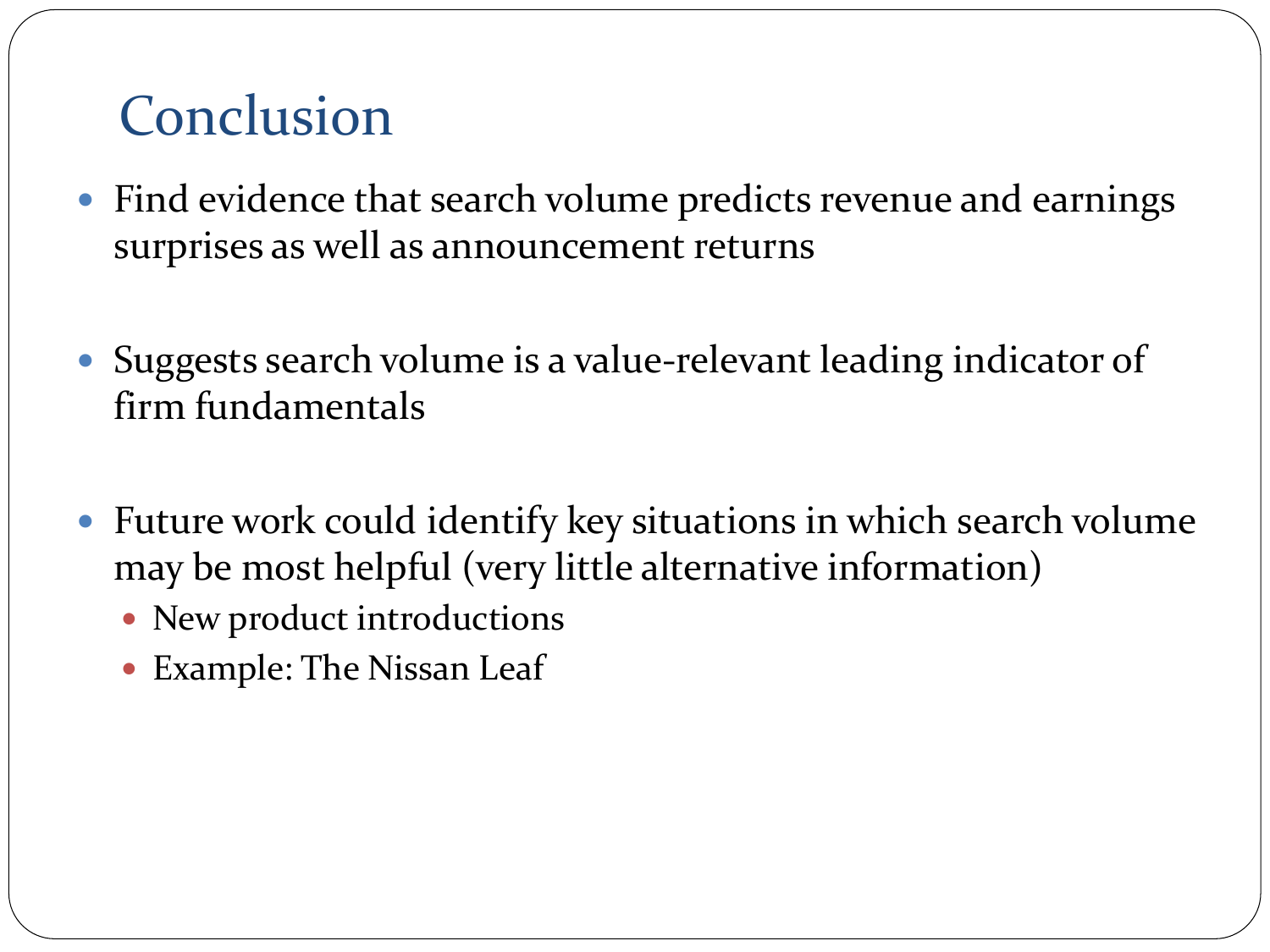# Conclusion

- Find evidence that search volume predicts revenue and earnings surprises as well as announcement returns

- Suggests search volume is a value-relevant leading indicator of firm fundamentals

- Future work could identify key situations in which search volume may be most helpful (very little alternative information)
  - New product introductions
  - Example: The Nissan Leaf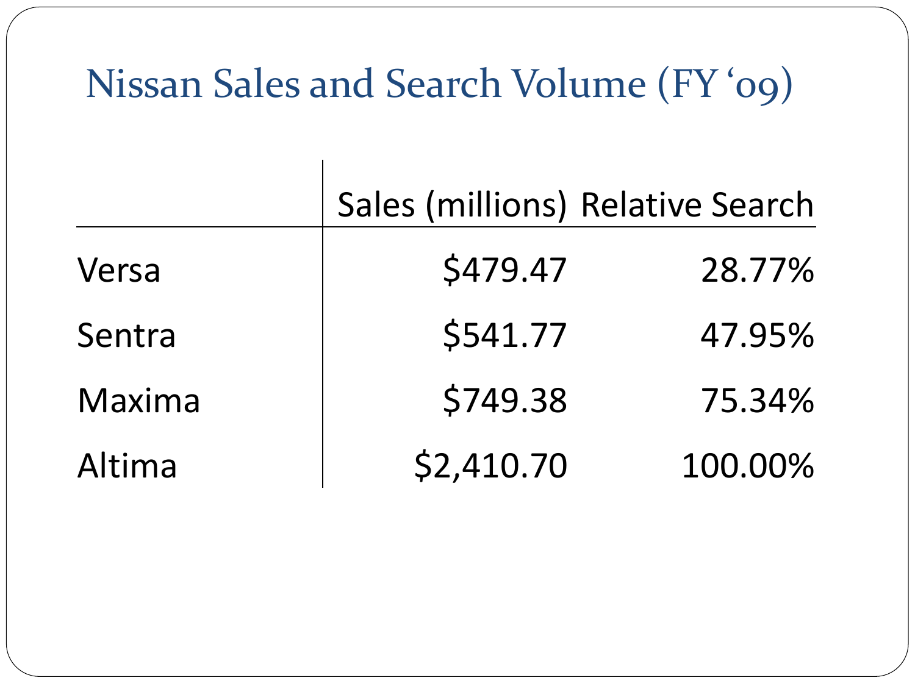# Nissan Sales and Search Volume (FY '09)

| | Sales (millions) | Relative Search |
|---|---|---|
| Versa | $479.47 | 28.77% |
| Sentra | $541.77 | 47.95% |
| Maxima | $749.38 | 75.34% |
| Altima | $2,410.70 | 100.00% |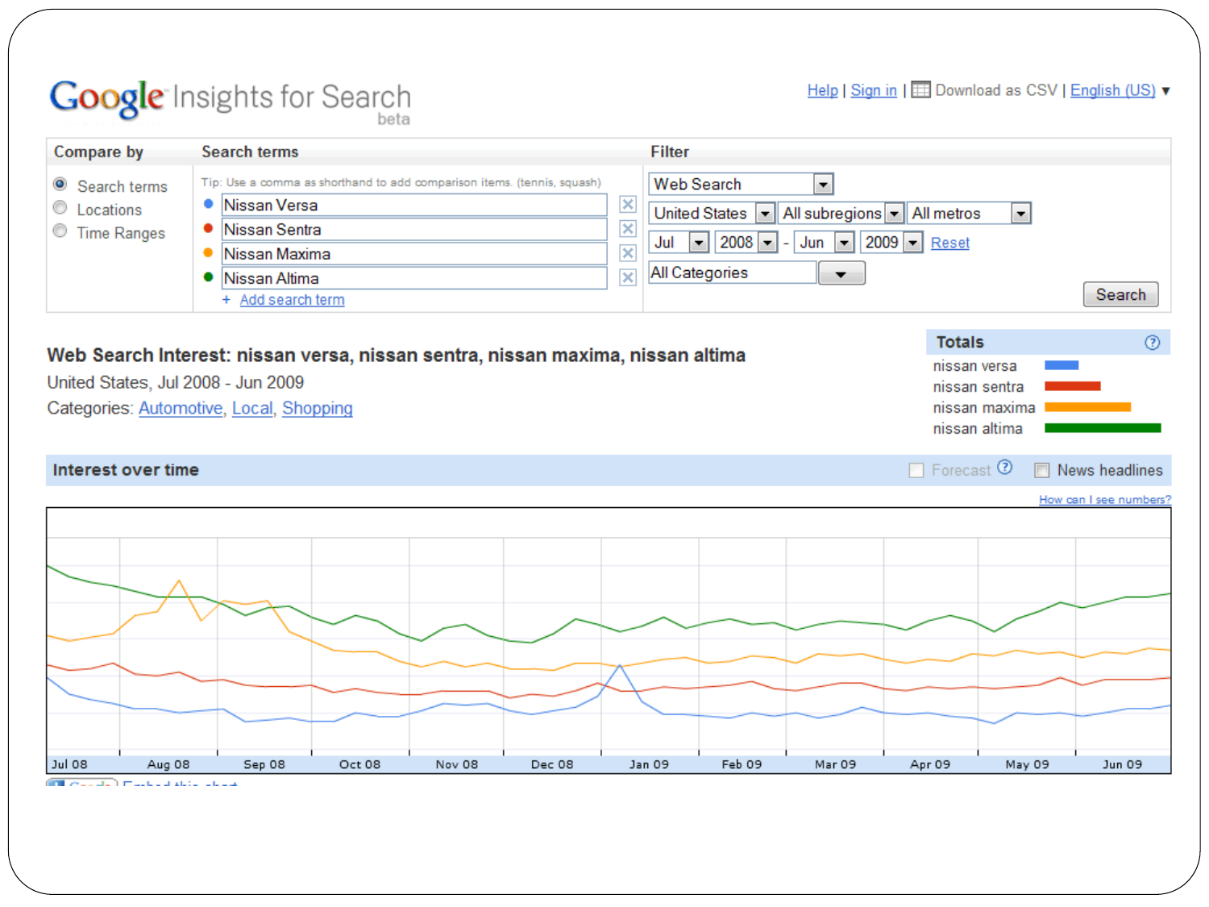Google Insights for Search beta

Help | Sign in | Download as CSV | English (US)

**Compare by**

- Search terms
- Locations
- Time Ranges

**Search terms**

Tip: Use a comma as shorthand to add comparison items. (tennis, squash)

- Nissan Versa
- Nissan Sentra
- Nissan Maxima
- Nissan Altima

+ Add search term

**Filter**

Web Search

United States | All subregions | All metros

Jul 2008 - Jun 2009 Reset

All Categories

Search

## Web Search Interest: nissan versa, nissan sentra, nissan maxima, nissan altima

United States, Jul 2008 - Jun 2009

Categories: Automotive, Local, Shopping

**Totals**

nissan versa
nissan sentra
nissan maxima
nissan altima

**Interest over time**

Forecast

News headlines

How can I see numbers?

Jul 08
Aug 08
Sep 08
Oct 08
Nov 08
Dec 08
Jan 09
Feb 09
Mar 09
Apr 09
May 09
Jun 09